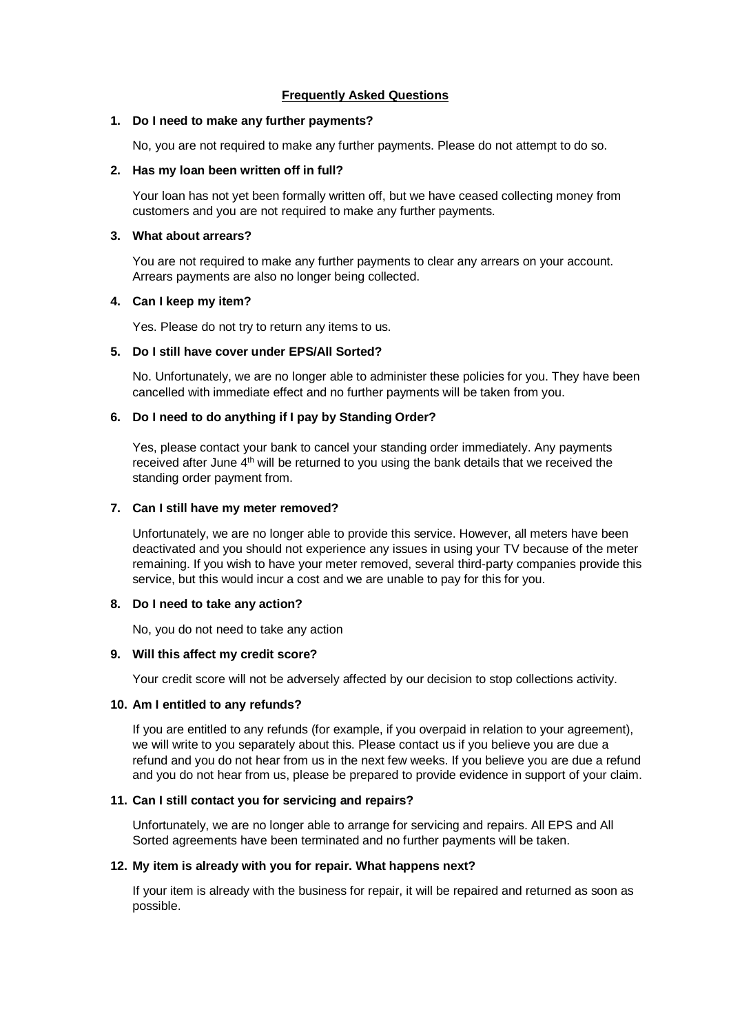# Frequently Asked Questions

**1. Do I need to make any further payments?**

No, you are not required to make any further payments. Please do not attempt to do so.

**2. Has my loan been written off in full?**

Your loan has not yet been formally written off, but we have ceased collecting money from customers and you are not required to make any further payments.

**3. What about arrears?**

You are not required to make any further payments to clear any arrears on your account. Arrears payments are also no longer being collected.

**4. Can I keep my item?**

Yes. Please do not try to return any items to us.

**5. Do I still have cover under EPS/All Sorted?**

No. Unfortunately, we are no longer able to administer these policies for you. They have been cancelled with immediate effect and no further payments will be taken from you.

**6. Do I need to do anything if I pay by Standing Order?**

Yes, please contact your bank to cancel your standing order immediately. Any payments received after June 4th will be returned to you using the bank details that we received the standing order payment from.

**7. Can I still have my meter removed?**

Unfortunately, we are no longer able to provide this service. However, all meters have been deactivated and you should not experience any issues in using your TV because of the meter remaining. If you wish to have your meter removed, several third-party companies provide this service, but this would incur a cost and we are unable to pay for this for you.

**8. Do I need to take any action?**

No, you do not need to take any action

**9. Will this affect my credit score?**

Your credit score will not be adversely affected by our decision to stop collections activity.

**10. Am I entitled to any refunds?**

If you are entitled to any refunds (for example, if you overpaid in relation to your agreement), we will write to you separately about this. Please contact us if you believe you are due a refund and you do not hear from us in the next few weeks. If you believe you are due a refund and you do not hear from us, please be prepared to provide evidence in support of your claim.

**11. Can I still contact you for servicing and repairs?**

Unfortunately, we are no longer able to arrange for servicing and repairs. All EPS and All Sorted agreements have been terminated and no further payments will be taken.

**12. My item is already with you for repair. What happens next?**

If your item is already with the business for repair, it will be repaired and returned as soon as possible.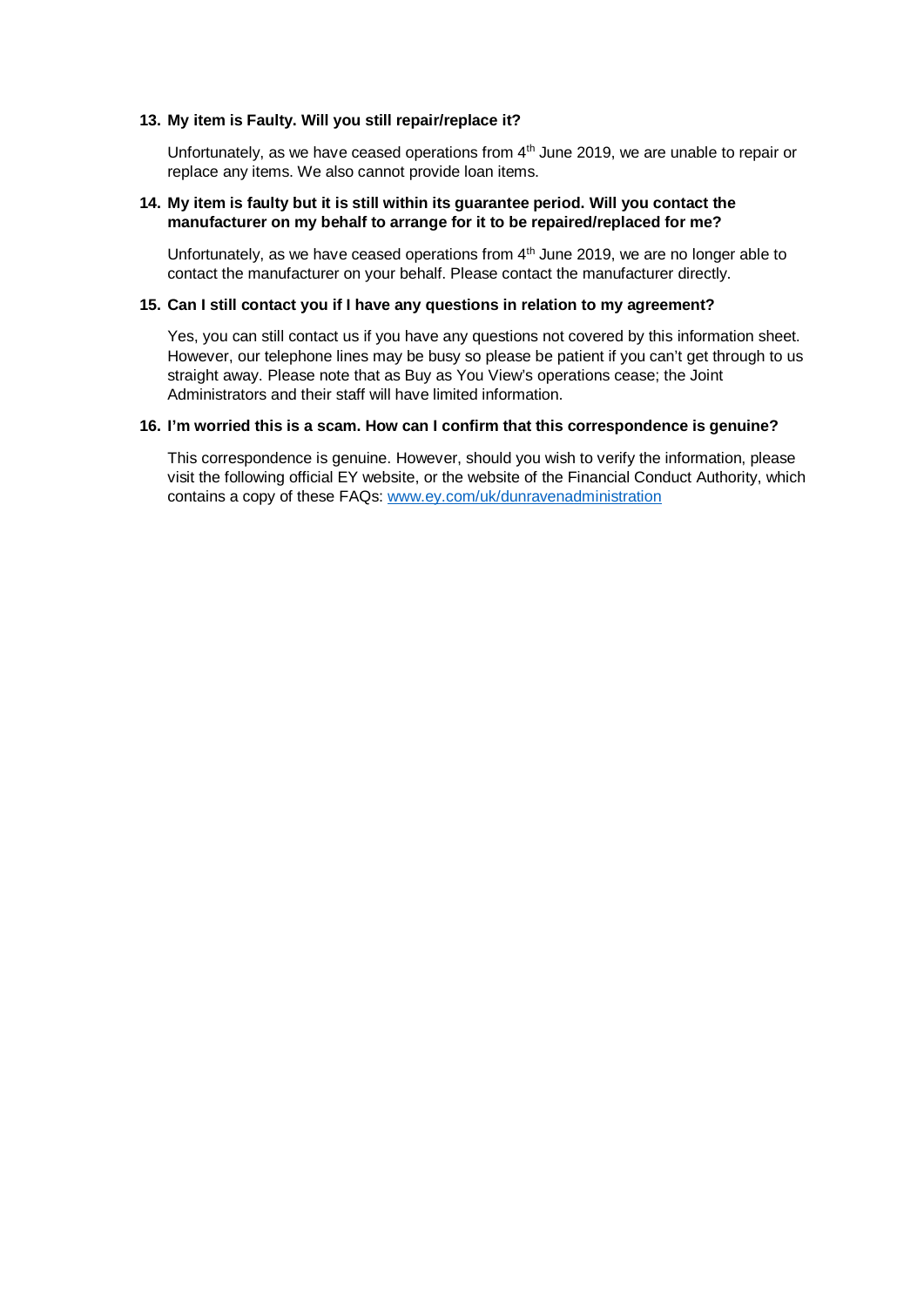13. **My item is Faulty. Will you still repair/replace it?**

    Unfortunately, as we have ceased operations from 4th June 2019, we are unable to repair or replace any items. We also cannot provide loan items.

14. **My item is faulty but it is still within its guarantee period. Will you contact the manufacturer on my behalf to arrange for it to be repaired/replaced for me?**

    Unfortunately, as we have ceased operations from 4th June 2019, we are no longer able to contact the manufacturer on your behalf. Please contact the manufacturer directly.

15. **Can I still contact you if I have any questions in relation to my agreement?**

    Yes, you can still contact us if you have any questions not covered by this information sheet. However, our telephone lines may be busy so please be patient if you can't get through to us straight away. Please note that as Buy as You View's operations cease; the Joint Administrators and their staff will have limited information.

16. **I'm worried this is a scam. How can I confirm that this correspondence is genuine?**

    This correspondence is genuine. However, should you wish to verify the information, please visit the following official EY website, or the website of the Financial Conduct Authority, which contains a copy of these FAQs: [www.ey.com/uk/dunravenadministration](www.ey.com/uk/dunravenadministration)